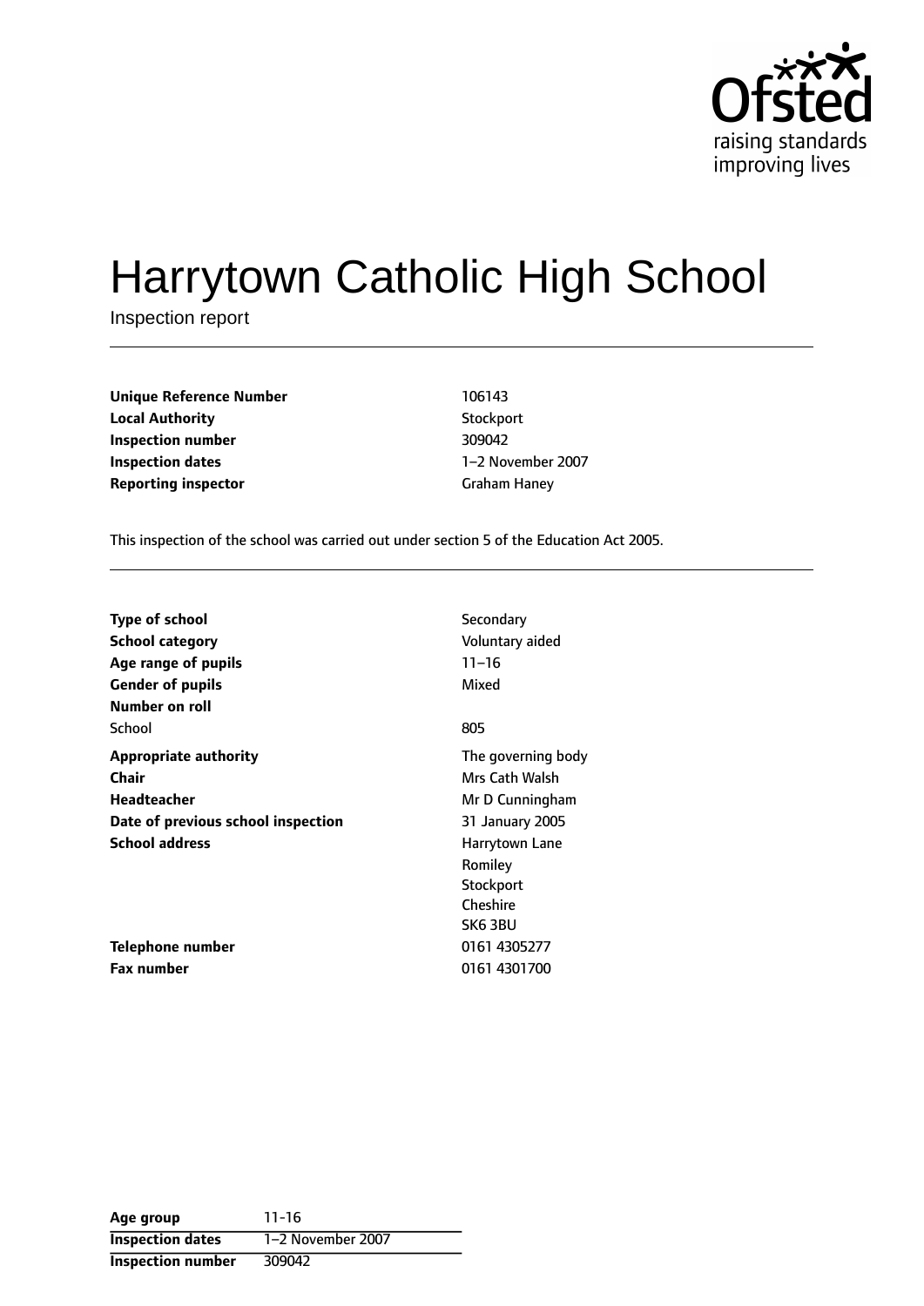# Harrytown Catholic High School

Inspection report

| | |
|---|---|
| **Unique Reference Number** | 106143 |
| **Local Authority** | Stockport |
| **Inspection number** | 309042 |
| **Inspection dates** | 1–2 November 2007 |
| **Reporting inspector** | Graham Haney |

This inspection of the school was carried out under section 5 of the Education Act 2005.

| | |
|---|---|
| **Type of school** | Secondary |
| **School category** | Voluntary aided |
| **Age range of pupils** | 11–16 |
| **Gender of pupils** | Mixed |
| **Number on roll** | |
| School | 805 |
| **Appropriate authority** | The governing body |
| **Chair** | Mrs Cath Walsh |
| **Headteacher** | Mr D Cunningham |
| **Date of previous school inspection** | 31 January 2005 |
| **School address** | Harrytown Lane<br>Romiley<br>Stockport<br>Cheshire<br>SK6 3BU |
| **Telephone number** | 0161 4305277 |
| **Fax number** | 0161 4301700 |

| | |
|---|---|
| **Age group** | 11-16 |
| **Inspection dates** | 1–2 November 2007 |
| **Inspection number** | 309042 |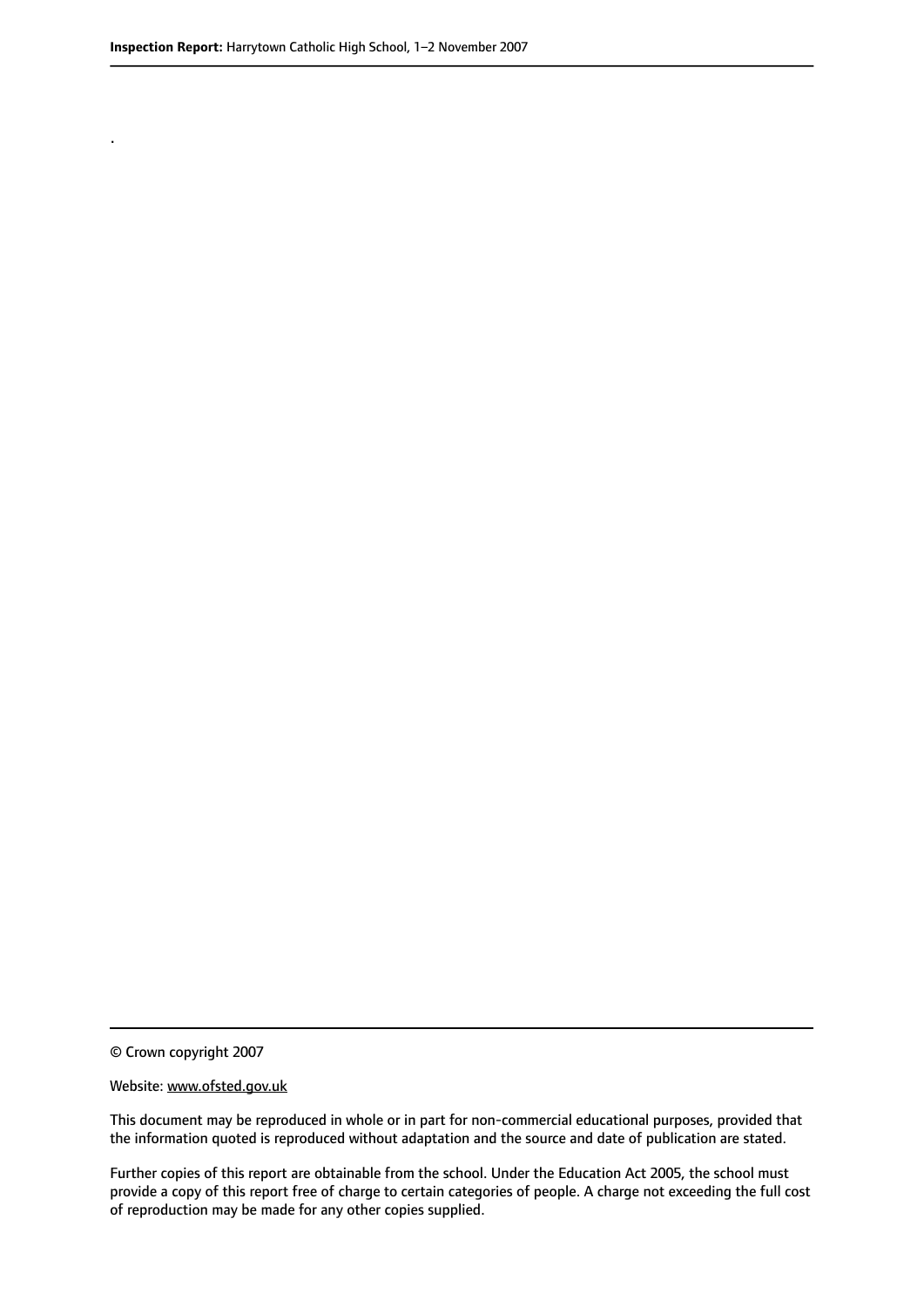.

© Crown copyright 2007

Website: www.ofsted.gov.uk

This document may be reproduced in whole or in part for non-commercial educational purposes, provided that the information quoted is reproduced without adaptation and the source and date of publication are stated.

Further copies of this report are obtainable from the school. Under the Education Act 2005, the school must provide a copy of this report free of charge to certain categories of people. A charge not exceeding the full cost of reproduction may be made for any other copies supplied.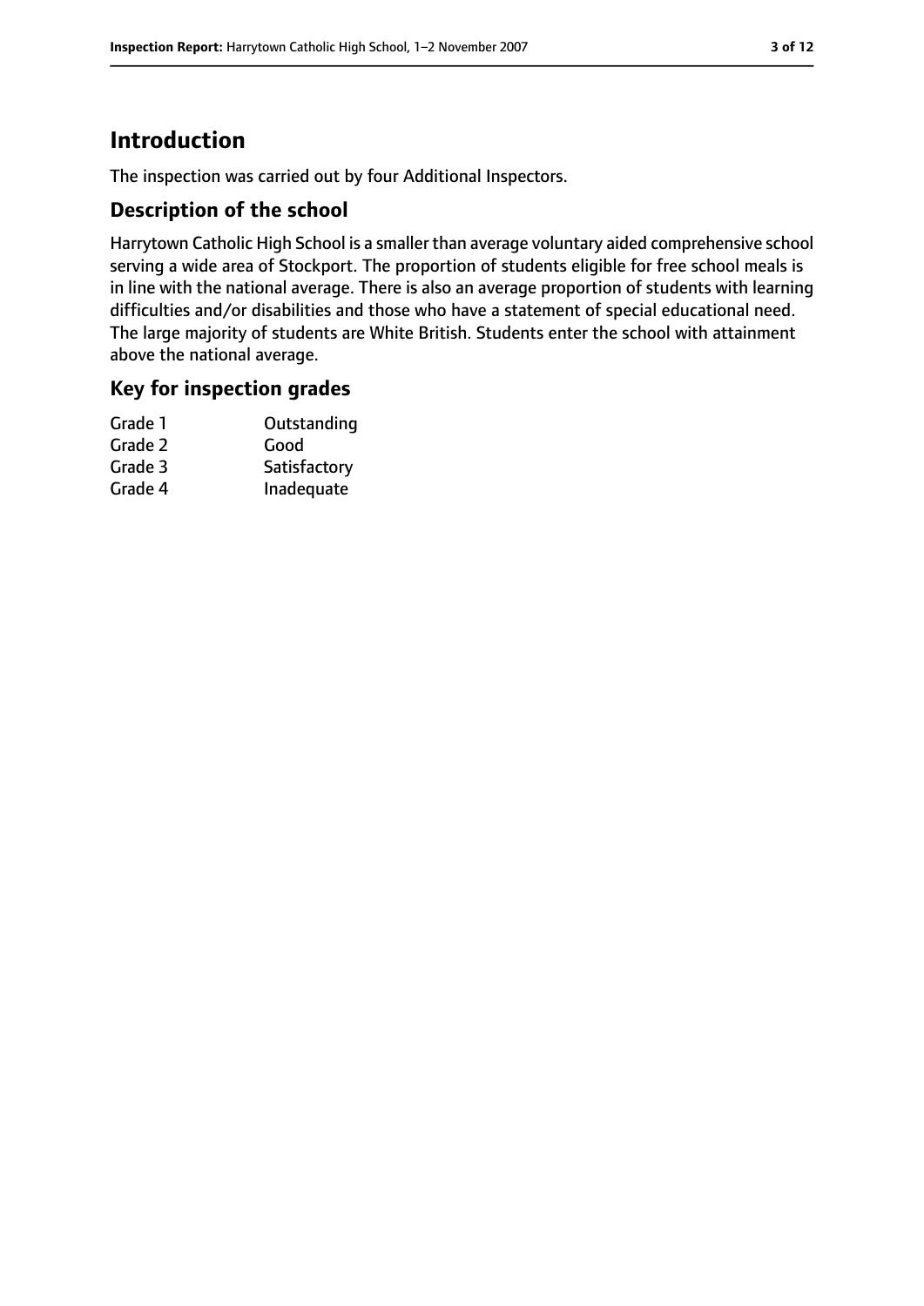# Introduction

The inspection was carried out by four Additional Inspectors.

## Description of the school

Harrytown Catholic High School is a smaller than average voluntary aided comprehensive school serving a wide area of Stockport. The proportion of students eligible for free school meals is in line with the national average. There is also an average proportion of students with learning difficulties and/or disabilities and those who have a statement of special educational need. The large majority of students are White British. Students enter the school with attainment above the national average.

## Key for inspection grades

| | |
|---|---|
| Grade 1 | Outstanding |
| Grade 2 | Good |
| Grade 3 | Satisfactory |
| Grade 4 | Inadequate |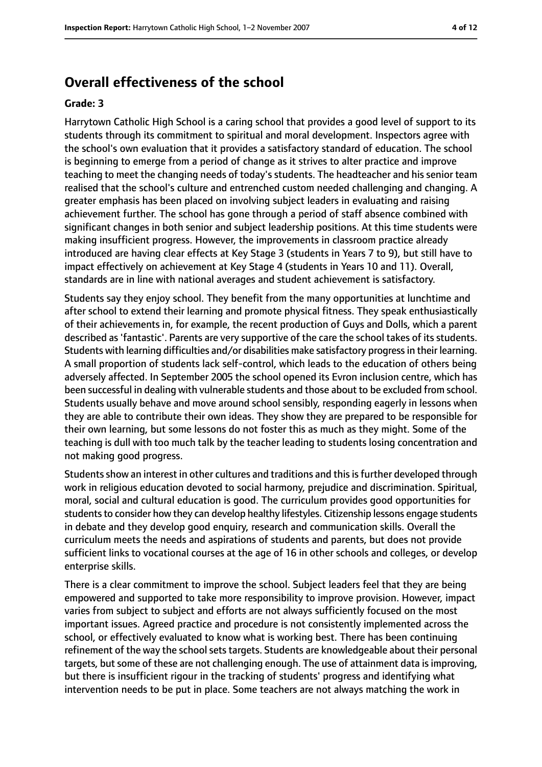## Overall effectiveness of the school

### Grade: 3

Harrytown Catholic High School is a caring school that provides a good level of support to its students through its commitment to spiritual and moral development. Inspectors agree with the school's own evaluation that it provides a satisfactory standard of education. The school is beginning to emerge from a period of change as it strives to alter practice and improve teaching to meet the changing needs of today's students. The headteacher and his senior team realised that the school's culture and entrenched custom needed challenging and changing. A greater emphasis has been placed on involving subject leaders in evaluating and raising achievement further. The school has gone through a period of staff absence combined with significant changes in both senior and subject leadership positions. At this time students were making insufficient progress. However, the improvements in classroom practice already introduced are having clear effects at Key Stage 3 (students in Years 7 to 9), but still have to impact effectively on achievement at Key Stage 4 (students in Years 10 and 11). Overall, standards are in line with national averages and student achievement is satisfactory.

Students say they enjoy school. They benefit from the many opportunities at lunchtime and after school to extend their learning and promote physical fitness. They speak enthusiastically of their achievements in, for example, the recent production of Guys and Dolls, which a parent described as 'fantastic'. Parents are very supportive of the care the school takes of its students. Students with learning difficulties and/or disabilities make satisfactory progress in their learning. A small proportion of students lack self-control, which leads to the education of others being adversely affected. In September 2005 the school opened its Evron inclusion centre, which has been successful in dealing with vulnerable students and those about to be excluded from school. Students usually behave and move around school sensibly, responding eagerly in lessons when they are able to contribute their own ideas. They show they are prepared to be responsible for their own learning, but some lessons do not foster this as much as they might. Some of the teaching is dull with too much talk by the teacher leading to students losing concentration and not making good progress.

Students show an interest in other cultures and traditions and this is further developed through work in religious education devoted to social harmony, prejudice and discrimination. Spiritual, moral, social and cultural education is good. The curriculum provides good opportunities for students to consider how they can develop healthy lifestyles. Citizenship lessons engage students in debate and they develop good enquiry, research and communication skills. Overall the curriculum meets the needs and aspirations of students and parents, but does not provide sufficient links to vocational courses at the age of 16 in other schools and colleges, or develop enterprise skills.

There is a clear commitment to improve the school. Subject leaders feel that they are being empowered and supported to take more responsibility to improve provision. However, impact varies from subject to subject and efforts are not always sufficiently focused on the most important issues. Agreed practice and procedure is not consistently implemented across the school, or effectively evaluated to know what is working best. There has been continuing refinement of the way the school sets targets. Students are knowledgeable about their personal targets, but some of these are not challenging enough. The use of attainment data is improving, but there is insufficient rigour in the tracking of students' progress and identifying what intervention needs to be put in place. Some teachers are not always matching the work in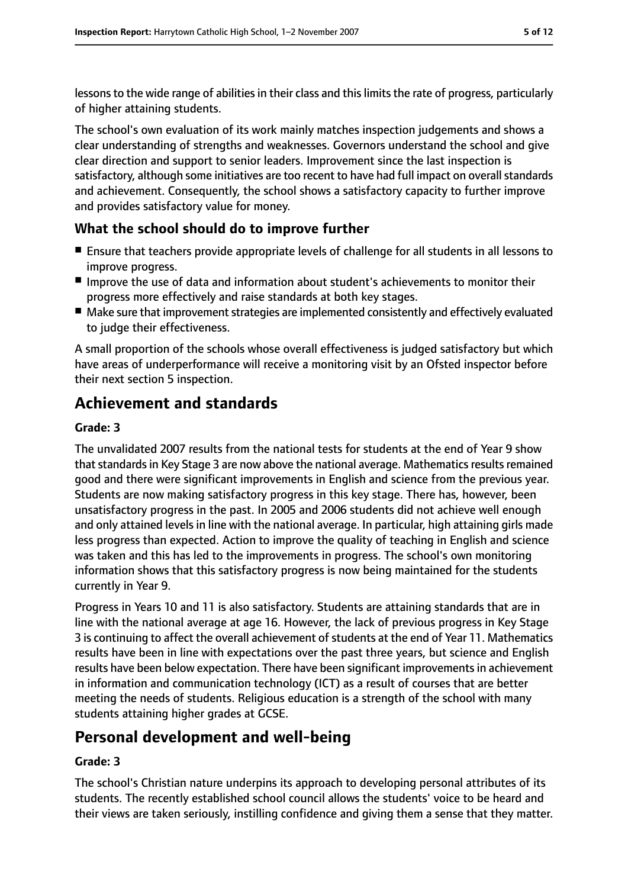lessons to the wide range of abilities in their class and this limits the rate of progress, particularly of higher attaining students.

The school's own evaluation of its work mainly matches inspection judgements and shows a clear understanding of strengths and weaknesses. Governors understand the school and give clear direction and support to senior leaders. Improvement since the last inspection is satisfactory, although some initiatives are too recent to have had full impact on overall standards and achievement. Consequently, the school shows a satisfactory capacity to further improve and provides satisfactory value for money.

### What the school should do to improve further

- Ensure that teachers provide appropriate levels of challenge for all students in all lessons to improve progress.
- Improve the use of data and information about student's achievements to monitor their progress more effectively and raise standards at both key stages.
- Make sure that improvement strategies are implemented consistently and effectively evaluated to judge their effectiveness.

A small proportion of the schools whose overall effectiveness is judged satisfactory but which have areas of underperformance will receive a monitoring visit by an Ofsted inspector before their next section 5 inspection.

## Achievement and standards

#### Grade: 3

The unvalidated 2007 results from the national tests for students at the end of Year 9 show that standards in Key Stage 3 are now above the national average. Mathematics results remained good and there were significant improvements in English and science from the previous year. Students are now making satisfactory progress in this key stage. There has, however, been unsatisfactory progress in the past. In 2005 and 2006 students did not achieve well enough and only attained levels in line with the national average. In particular, high attaining girls made less progress than expected. Action to improve the quality of teaching in English and science was taken and this has led to the improvements in progress. The school's own monitoring information shows that this satisfactory progress is now being maintained for the students currently in Year 9.

Progress in Years 10 and 11 is also satisfactory. Students are attaining standards that are in line with the national average at age 16. However, the lack of previous progress in Key Stage 3 is continuing to affect the overall achievement of students at the end of Year 11. Mathematics results have been in line with expectations over the past three years, but science and English results have been below expectation. There have been significant improvements in achievement in information and communication technology (ICT) as a result of courses that are better meeting the needs of students. Religious education is a strength of the school with many students attaining higher grades at GCSE.

## Personal development and well-being

#### Grade: 3

The school's Christian nature underpins its approach to developing personal attributes of its students. The recently established school council allows the students' voice to be heard and their views are taken seriously, instilling confidence and giving them a sense that they matter.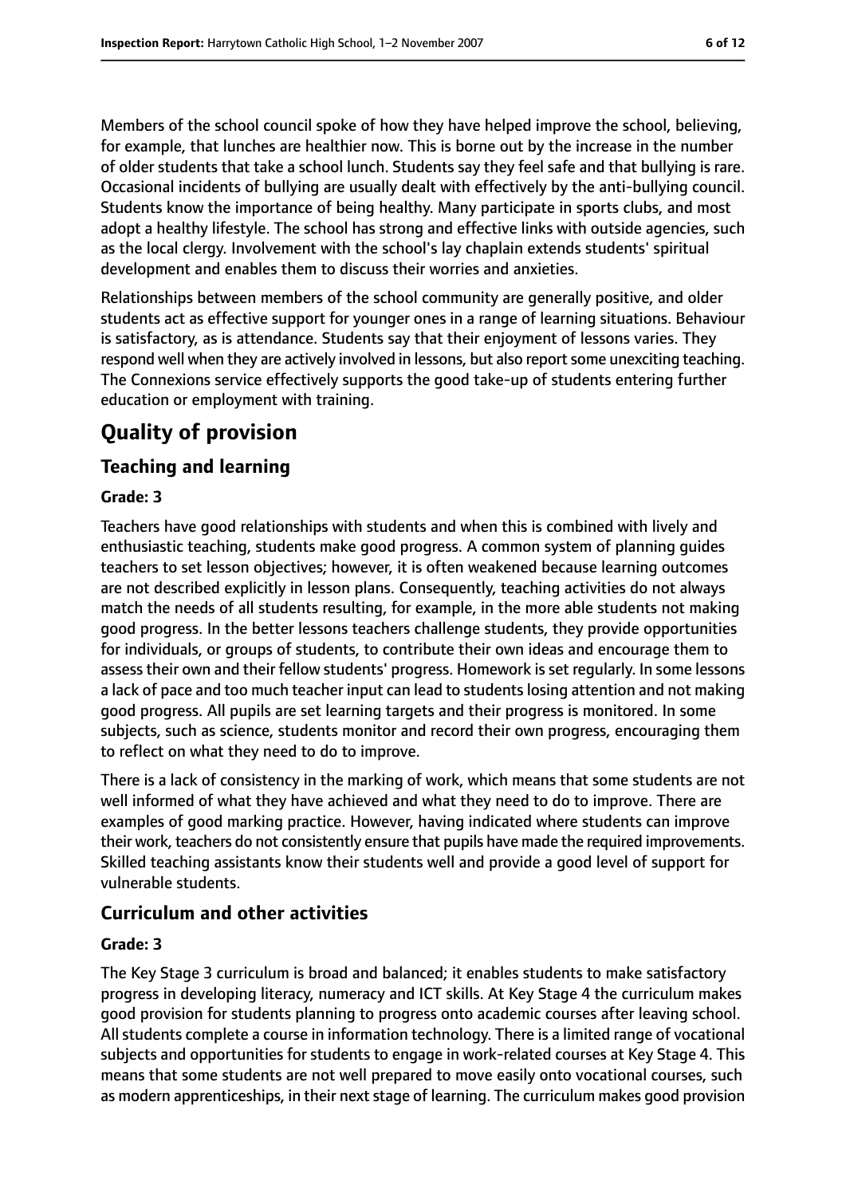Members of the school council spoke of how they have helped improve the school, believing, for example, that lunches are healthier now. This is borne out by the increase in the number of older students that take a school lunch. Students say they feel safe and that bullying is rare. Occasional incidents of bullying are usually dealt with effectively by the anti-bullying council. Students know the importance of being healthy. Many participate in sports clubs, and most adopt a healthy lifestyle. The school has strong and effective links with outside agencies, such as the local clergy. Involvement with the school's lay chaplain extends students' spiritual development and enables them to discuss their worries and anxieties.

Relationships between members of the school community are generally positive, and older students act as effective support for younger ones in a range of learning situations. Behaviour is satisfactory, as is attendance. Students say that their enjoyment of lessons varies. They respond well when they are actively involved in lessons, but also report some unexciting teaching. The Connexions service effectively supports the good take-up of students entering further education or employment with training.

# Quality of provision

## Teaching and learning

**Grade: 3**

Teachers have good relationships with students and when this is combined with lively and enthusiastic teaching, students make good progress. A common system of planning guides teachers to set lesson objectives; however, it is often weakened because learning outcomes are not described explicitly in lesson plans. Consequently, teaching activities do not always match the needs of all students resulting, for example, in the more able students not making good progress. In the better lessons teachers challenge students, they provide opportunities for individuals, or groups of students, to contribute their own ideas and encourage them to assess their own and their fellow students' progress. Homework is set regularly. In some lessons a lack of pace and too much teacher input can lead to students losing attention and not making good progress. All pupils are set learning targets and their progress is monitored. In some subjects, such as science, students monitor and record their own progress, encouraging them to reflect on what they need to do to improve.

There is a lack of consistency in the marking of work, which means that some students are not well informed of what they have achieved and what they need to do to improve. There are examples of good marking practice. However, having indicated where students can improve their work, teachers do not consistently ensure that pupils have made the required improvements. Skilled teaching assistants know their students well and provide a good level of support for vulnerable students.

## Curriculum and other activities

**Grade: 3**

The Key Stage 3 curriculum is broad and balanced; it enables students to make satisfactory progress in developing literacy, numeracy and ICT skills. At Key Stage 4 the curriculum makes good provision for students planning to progress onto academic courses after leaving school. All students complete a course in information technology. There is a limited range of vocational subjects and opportunities for students to engage in work-related courses at Key Stage 4. This means that some students are not well prepared to move easily onto vocational courses, such as modern apprenticeships, in their next stage of learning. The curriculum makes good provision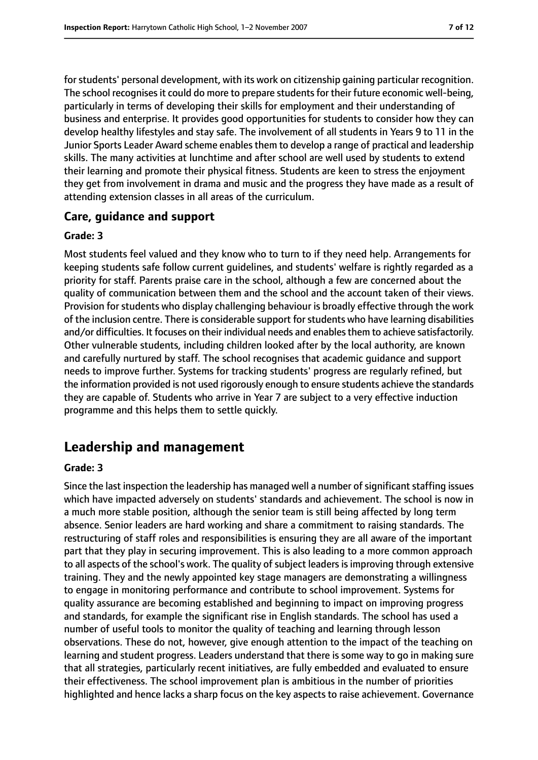for students' personal development, with its work on citizenship gaining particular recognition. The school recognises it could do more to prepare students for their future economic well-being, particularly in terms of developing their skills for employment and their understanding of business and enterprise. It provides good opportunities for students to consider how they can develop healthy lifestyles and stay safe. The involvement of all students in Years 9 to 11 in the Junior Sports Leader Award scheme enables them to develop a range of practical and leadership skills. The many activities at lunchtime and after school are well used by students to extend their learning and promote their physical fitness. Students are keen to stress the enjoyment they get from involvement in drama and music and the progress they have made as a result of attending extension classes in all areas of the curriculum.

### Care, guidance and support

#### Grade: 3

Most students feel valued and they know who to turn to if they need help. Arrangements for keeping students safe follow current guidelines, and students' welfare is rightly regarded as a priority for staff. Parents praise care in the school, although a few are concerned about the quality of communication between them and the school and the account taken of their views. Provision for students who display challenging behaviour is broadly effective through the work of the inclusion centre. There is considerable support for students who have learning disabilities and/or difficulties. It focuses on their individual needs and enables them to achieve satisfactorily. Other vulnerable students, including children looked after by the local authority, are known and carefully nurtured by staff. The school recognises that academic guidance and support needs to improve further. Systems for tracking students' progress are regularly refined, but the information provided is not used rigorously enough to ensure students achieve the standards they are capable of. Students who arrive in Year 7 are subject to a very effective induction programme and this helps them to settle quickly.

## Leadership and management

#### Grade: 3

Since the last inspection the leadership has managed well a number of significant staffing issues which have impacted adversely on students' standards and achievement. The school is now in a much more stable position, although the senior team is still being affected by long term absence. Senior leaders are hard working and share a commitment to raising standards. The restructuring of staff roles and responsibilities is ensuring they are all aware of the important part that they play in securing improvement. This is also leading to a more common approach to all aspects of the school's work. The quality of subject leaders is improving through extensive training. They and the newly appointed key stage managers are demonstrating a willingness to engage in monitoring performance and contribute to school improvement. Systems for quality assurance are becoming established and beginning to impact on improving progress and standards, for example the significant rise in English standards. The school has used a number of useful tools to monitor the quality of teaching and learning through lesson observations. These do not, however, give enough attention to the impact of the teaching on learning and student progress. Leaders understand that there is some way to go in making sure that all strategies, particularly recent initiatives, are fully embedded and evaluated to ensure their effectiveness. The school improvement plan is ambitious in the number of priorities highlighted and hence lacks a sharp focus on the key aspects to raise achievement. Governance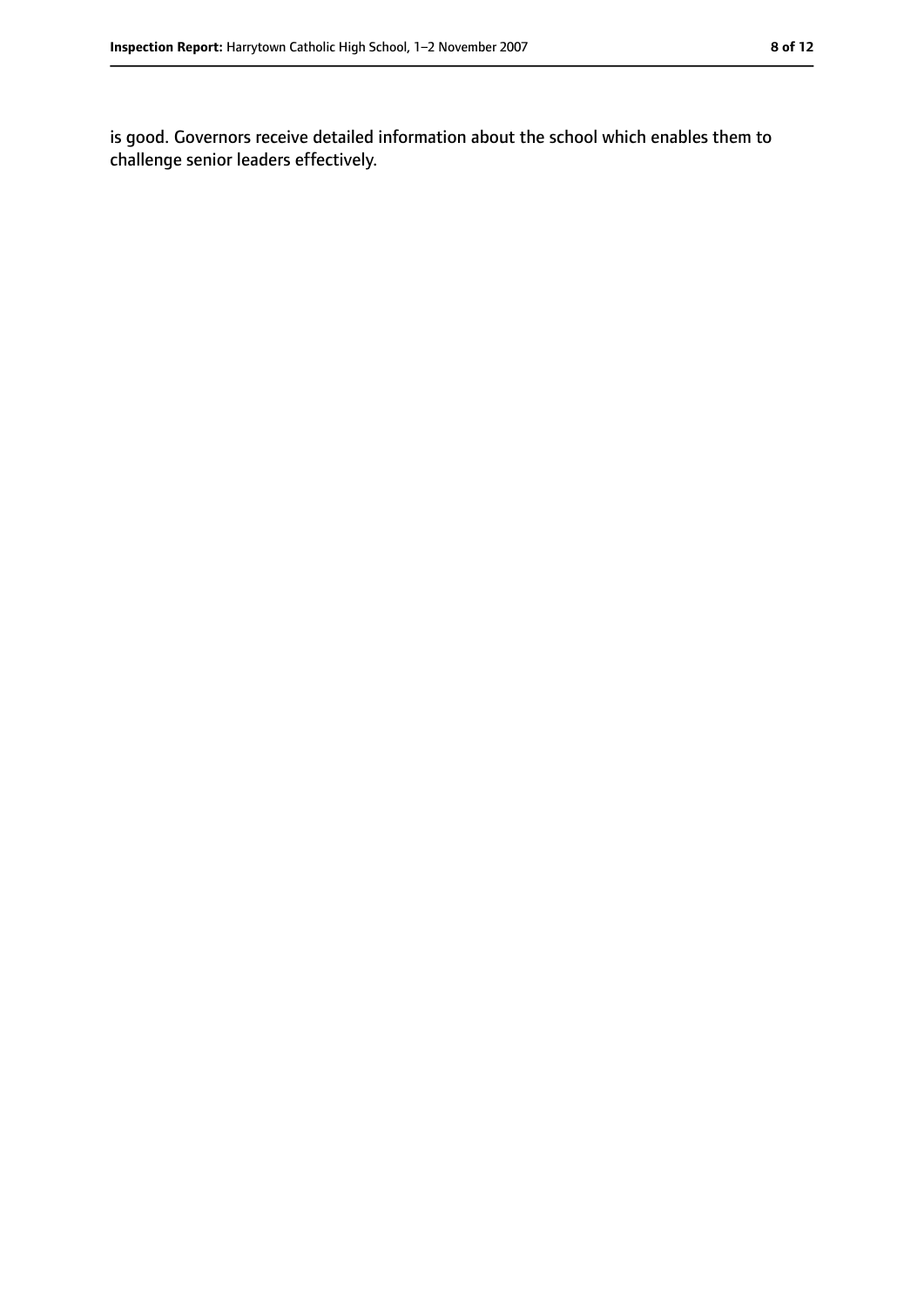is good. Governors receive detailed information about the school which enables them to challenge senior leaders effectively.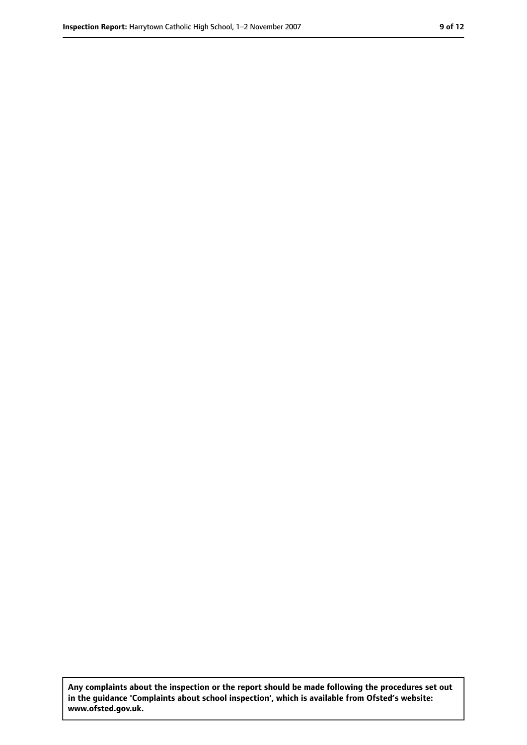**Any complaints about the inspection or the report should be made following the procedures set out in the guidance 'Complaints about school inspection', which is available from Ofsted's website: www.ofsted.gov.uk.**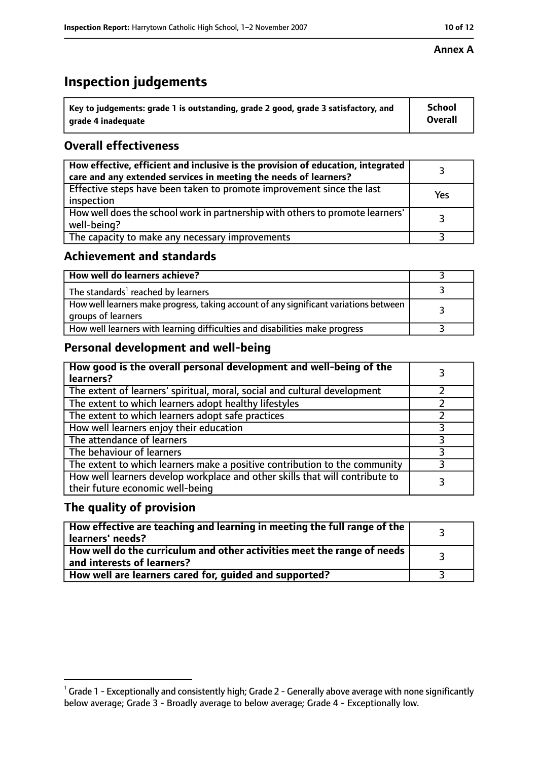**Annex A**

# Inspection judgements

| Key to judgements: grade 1 is outstanding, grade 2 good, grade 3 satisfactory, and grade 4 inadequate | School Overall |
|---|---|

## Overall effectiveness

| | |
|---|---|
| **How effective, efficient and inclusive is the provision of education, integrated care and any extended services in meeting the needs of learners?** | 3 |
| Effective steps have been taken to promote improvement since the last inspection | Yes |
| How well does the school work in partnership with others to promote learners' well-being? | 3 |
| The capacity to make any necessary improvements | 3 |

## Achievement and standards

| | |
|---|---|
| **How well do learners achieve?** | 3 |
| The standards[1] reached by learners | 3 |
| How well learners make progress, taking account of any significant variations between groups of learners | 3 |
| How well learners with learning difficulties and disabilities make progress | 3 |

## Personal development and well-being

| | |
|---|---|
| **How good is the overall personal development and well-being of the learners?** | 3 |
| The extent of learners' spiritual, moral, social and cultural development | 2 |
| The extent to which learners adopt healthy lifestyles | 2 |
| The extent to which learners adopt safe practices | 2 |
| How well learners enjoy their education | 3 |
| The attendance of learners | 3 |
| The behaviour of learners | 3 |
| The extent to which learners make a positive contribution to the community | 3 |
| How well learners develop workplace and other skills that will contribute to their future economic well-being | 3 |

## The quality of provision

| | |
|---|---|
| **How effective are teaching and learning in meeting the full range of the learners' needs?** | 3 |
| **How well do the curriculum and other activities meet the range of needs and interests of learners?** | 3 |
| **How well are learners cared for, guided and supported?** | 3 |

[1] Grade 1 - Exceptionally and consistently high; Grade 2 - Generally above average with none significantly below average; Grade 3 - Broadly average to below average; Grade 4 - Exceptionally low.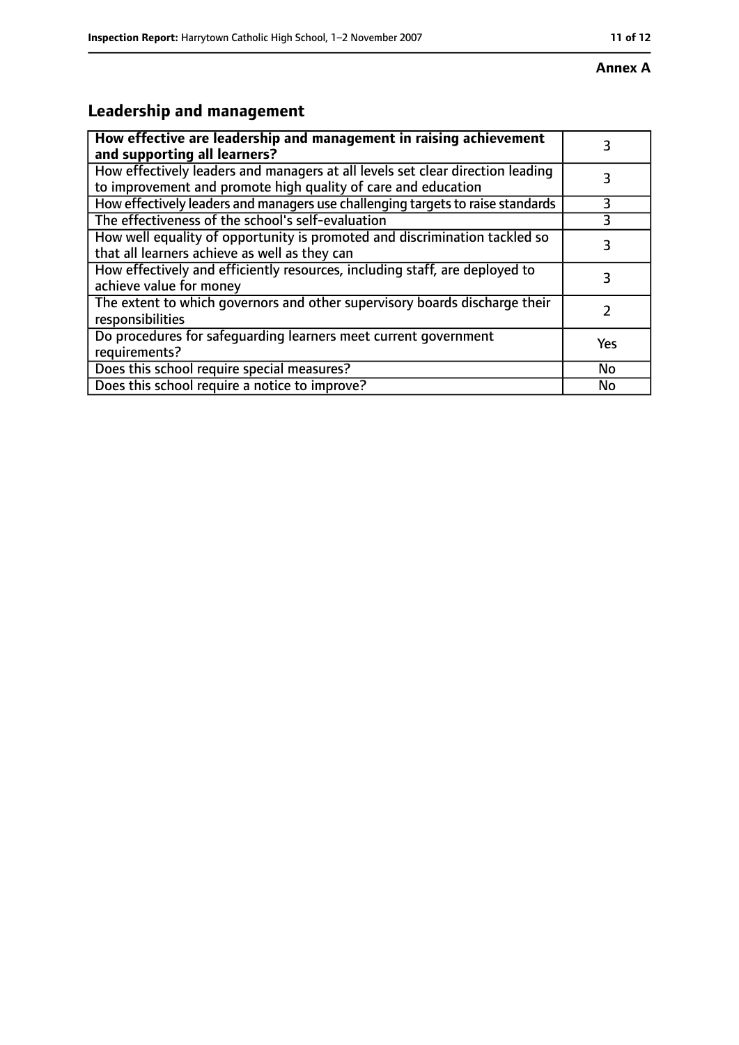**Annex A**

## Leadership and management

| **How effective are leadership and management in raising achievement and supporting all learners?** | 3 |
|---|---|
| How effectively leaders and managers at all levels set clear direction leading to improvement and promote high quality of care and education | 3 |
| How effectively leaders and managers use challenging targets to raise standards | 3 |
| The effectiveness of the school's self-evaluation | 3 |
| How well equality of opportunity is promoted and discrimination tackled so that all learners achieve as well as they can | 3 |
| How effectively and efficiently resources, including staff, are deployed to achieve value for money | 3 |
| The extent to which governors and other supervisory boards discharge their responsibilities | 2 |
| Do procedures for safeguarding learners meet current government requirements? | Yes |
| Does this school require special measures? | No |
| Does this school require a notice to improve? | No |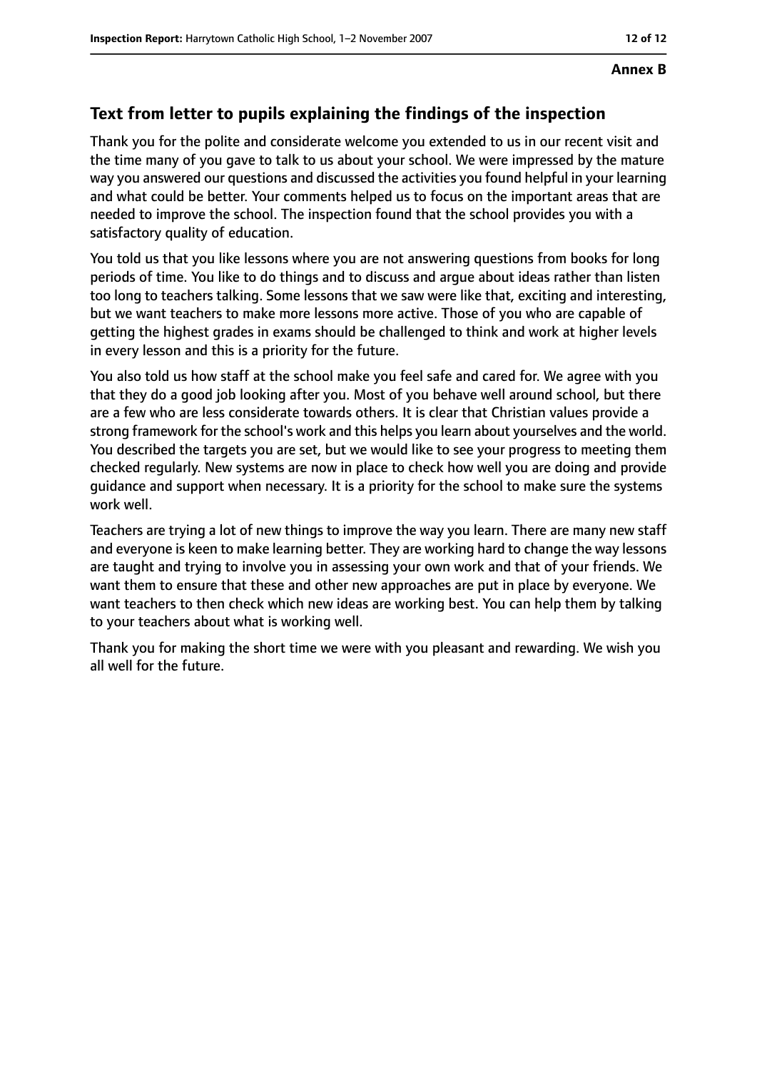## Annex B

## Text from letter to pupils explaining the findings of the inspection

Thank you for the polite and considerate welcome you extended to us in our recent visit and the time many of you gave to talk to us about your school. We were impressed by the mature way you answered our questions and discussed the activities you found helpful in your learning and what could be better. Your comments helped us to focus on the important areas that are needed to improve the school. The inspection found that the school provides you with a satisfactory quality of education.

You told us that you like lessons where you are not answering questions from books for long periods of time. You like to do things and to discuss and argue about ideas rather than listen too long to teachers talking. Some lessons that we saw were like that, exciting and interesting, but we want teachers to make more lessons more active. Those of you who are capable of getting the highest grades in exams should be challenged to think and work at higher levels in every lesson and this is a priority for the future.

You also told us how staff at the school make you feel safe and cared for. We agree with you that they do a good job looking after you. Most of you behave well around school, but there are a few who are less considerate towards others. It is clear that Christian values provide a strong framework for the school's work and this helps you learn about yourselves and the world. You described the targets you are set, but we would like to see your progress to meeting them checked regularly. New systems are now in place to check how well you are doing and provide guidance and support when necessary. It is a priority for the school to make sure the systems work well.

Teachers are trying a lot of new things to improve the way you learn. There are many new staff and everyone is keen to make learning better. They are working hard to change the way lessons are taught and trying to involve you in assessing your own work and that of your friends. We want them to ensure that these and other new approaches are put in place by everyone. We want teachers to then check which new ideas are working best. You can help them by talking to your teachers about what is working well.

Thank you for making the short time we were with you pleasant and rewarding. We wish you all well for the future.